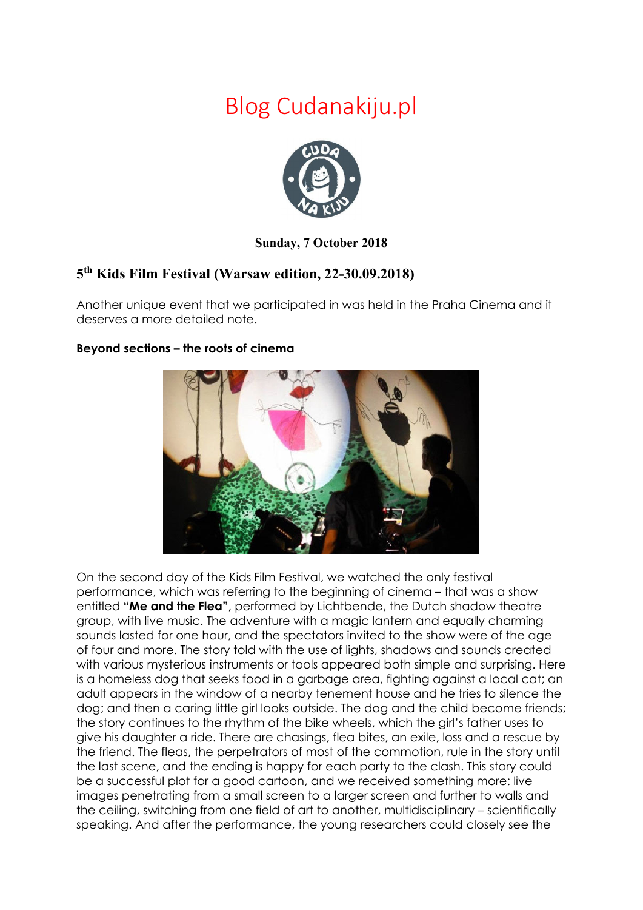# Blog Cudanakiju.pl

**Sunday, 7 October 2018**

## 5th Kids Film Festival (Warsaw edition, 22-30.09.2018)

Another unique event that we participated in was held in the Praha Cinema and it deserves a more detailed note.

**Beyond sections – the roots of cinema**

On the second day of the Kids Film Festival, we watched the only festival performance, which was referring to the beginning of cinema – that was a show entitled **"Me and the Flea"**, performed by Lichtbende, the Dutch shadow theatre group, with live music. The adventure with a magic lantern and equally charming sounds lasted for one hour, and the spectators invited to the show were of the age of four and more. The story told with the use of lights, shadows and sounds created with various mysterious instruments or tools appeared both simple and surprising. Here is a homeless dog that seeks food in a garbage area, fighting against a local cat; an adult appears in the window of a nearby tenement house and he tries to silence the dog; and then a caring little girl looks outside. The dog and the child become friends; the story continues to the rhythm of the bike wheels, which the girl's father uses to give his daughter a ride. There are chasings, flea bites, an exile, loss and a rescue by the friend. The fleas, the perpetrators of most of the commotion, rule in the story until the last scene, and the ending is happy for each party to the clash. This story could be a successful plot for a good cartoon, and we received something more: live images penetrating from a small screen to a larger screen and further to walls and the ceiling, switching from one field of art to another, multidisciplinary – scientifically speaking. And after the performance, the young researchers could closely see the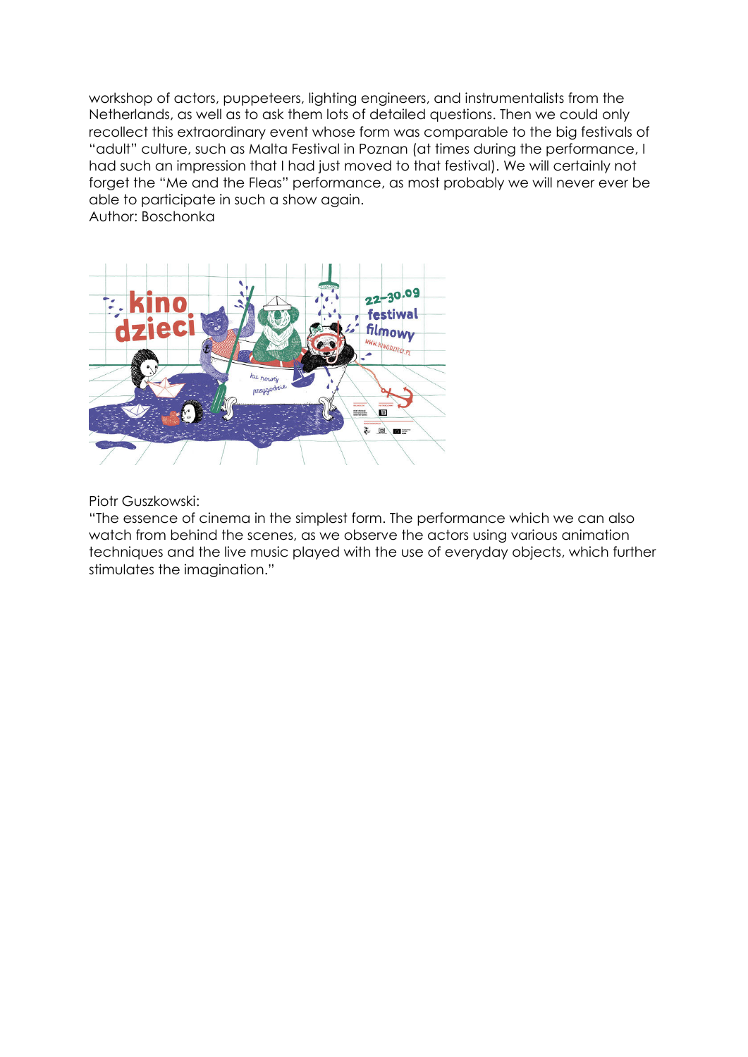workshop of actors, puppeteers, lighting engineers, and instrumentalists from the Netherlands, as well as to ask them lots of detailed questions. Then we could only recollect this extraordinary event whose form was comparable to the big festivals of "adult" culture, such as Malta Festival in Poznan (at times during the performance, I had such an impression that I had just moved to that festival). We will certainly not forget the "Me and the Fleas" performance, as most probably we will never ever be able to participate in such a show again.
Author: Boschonka

Piotr Guszkowski:
"The essence of cinema in the simplest form. The performance which we can also watch from behind the scenes, as we observe the actors using various animation techniques and the live music played with the use of everyday objects, which further stimulates the imagination."